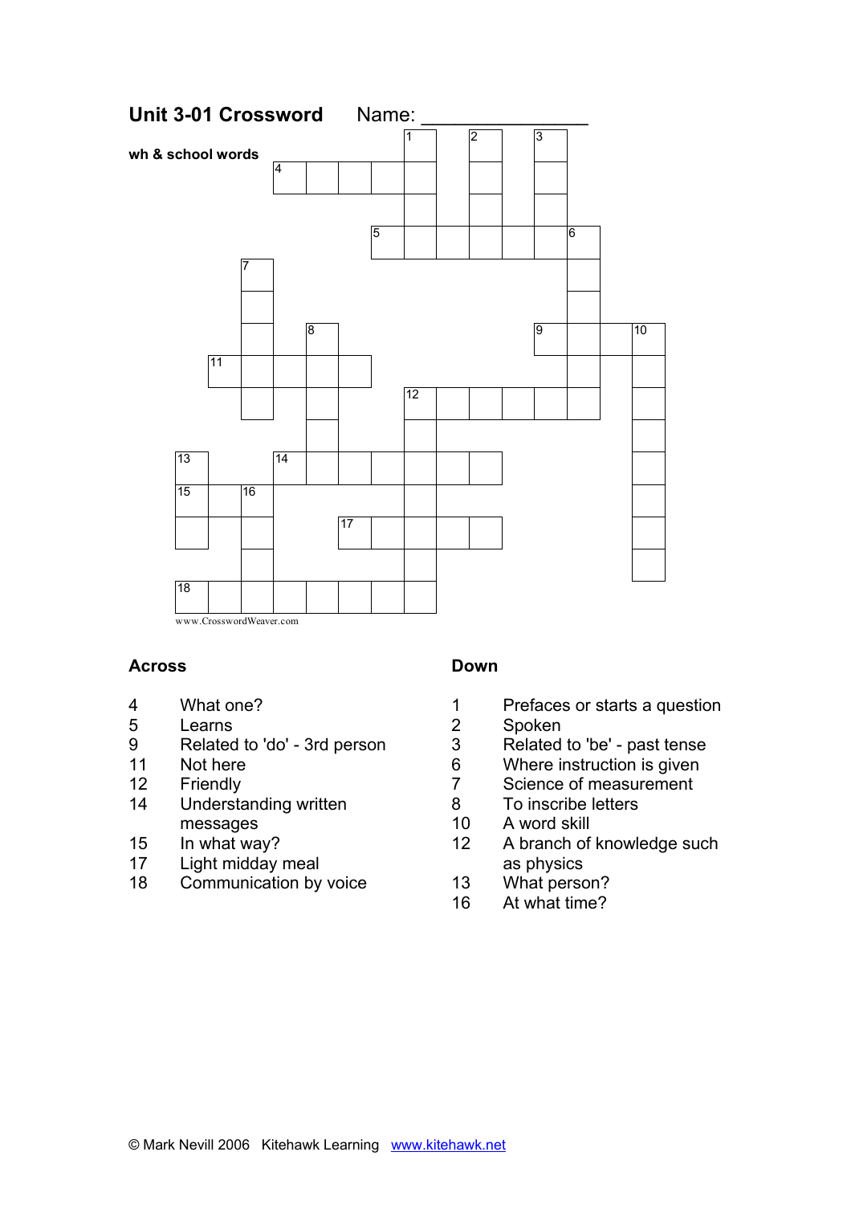# Unit 3-01 Crossword

Name: _______________

**wh & school words**

www.CrosswordWeaver.com

## Across

4 What one?
5 Learns
9 Related to 'do' - 3rd person
11 Not here
12 Friendly
14 Understanding written messages
15 In what way?
17 Light midday meal
18 Communication by voice

## Down

1 Prefaces or starts a question
2 Spoken
3 Related to 'be' - past tense
6 Where instruction is given
7 Science of measurement
8 To inscribe letters
10 A word skill
12 A branch of knowledge such as physics
13 What person?
16 At what time?

© Mark Nevill 2006 Kitehawk Learning www.kitehawk.net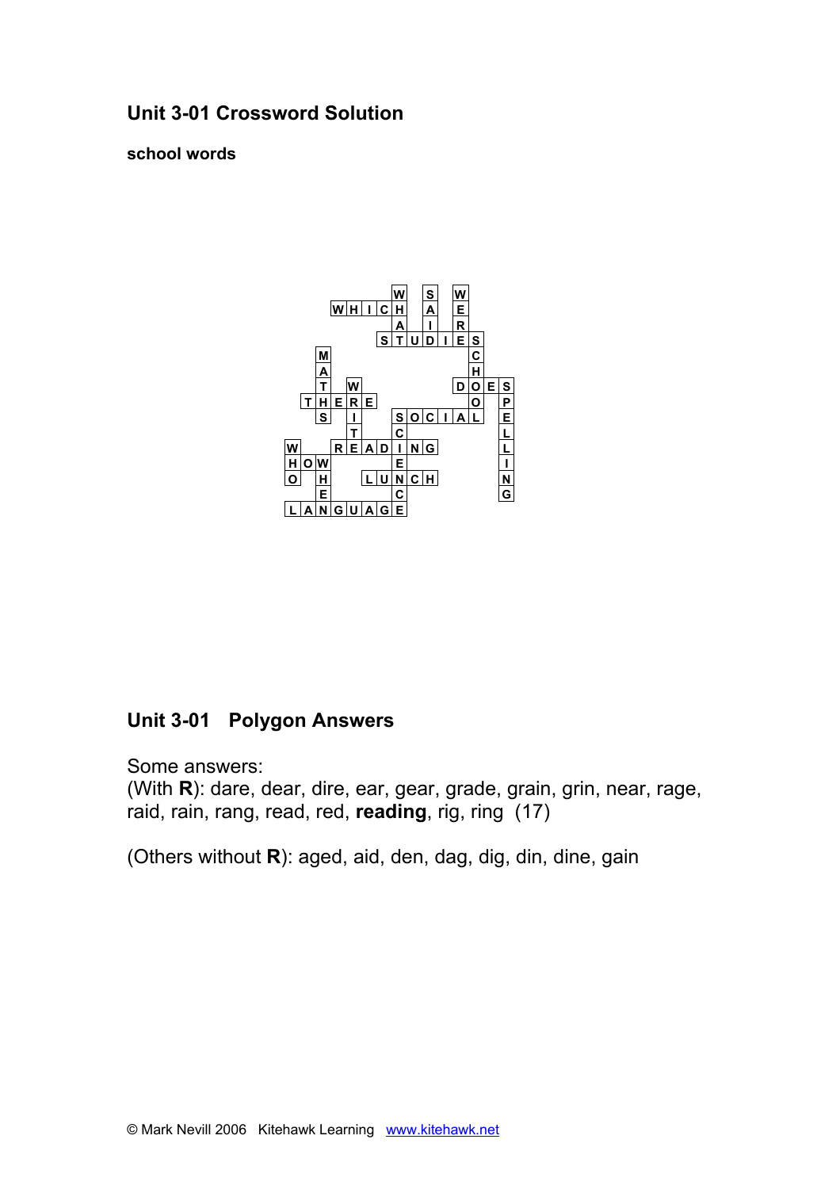## Unit 3-01 Crossword Solution

**school words**

```
       W S W    
   WHICH A E    
       A I R    
      STUDIES   
  M         C   
  A         H   
  T W      DOES
 THERE      O P
  S I  SOCIAL E
    T  C      L
W  READING    L
HOW    E      I
O H   LUNCH   N
  E    C      G
LANGUAGE        
```

## Unit 3-01 Polygon Answers

Some answers:
(With **R**): dare, dear, dire, ear, gear, grade, grain, grin, near, rage, raid, rain, rang, read, red, **reading**, rig, ring (17)

(Others without **R**): aged, aid, den, dag, dig, din, dine, gain

© Mark Nevill 2006 Kitehawk Learning www.kitehawk.net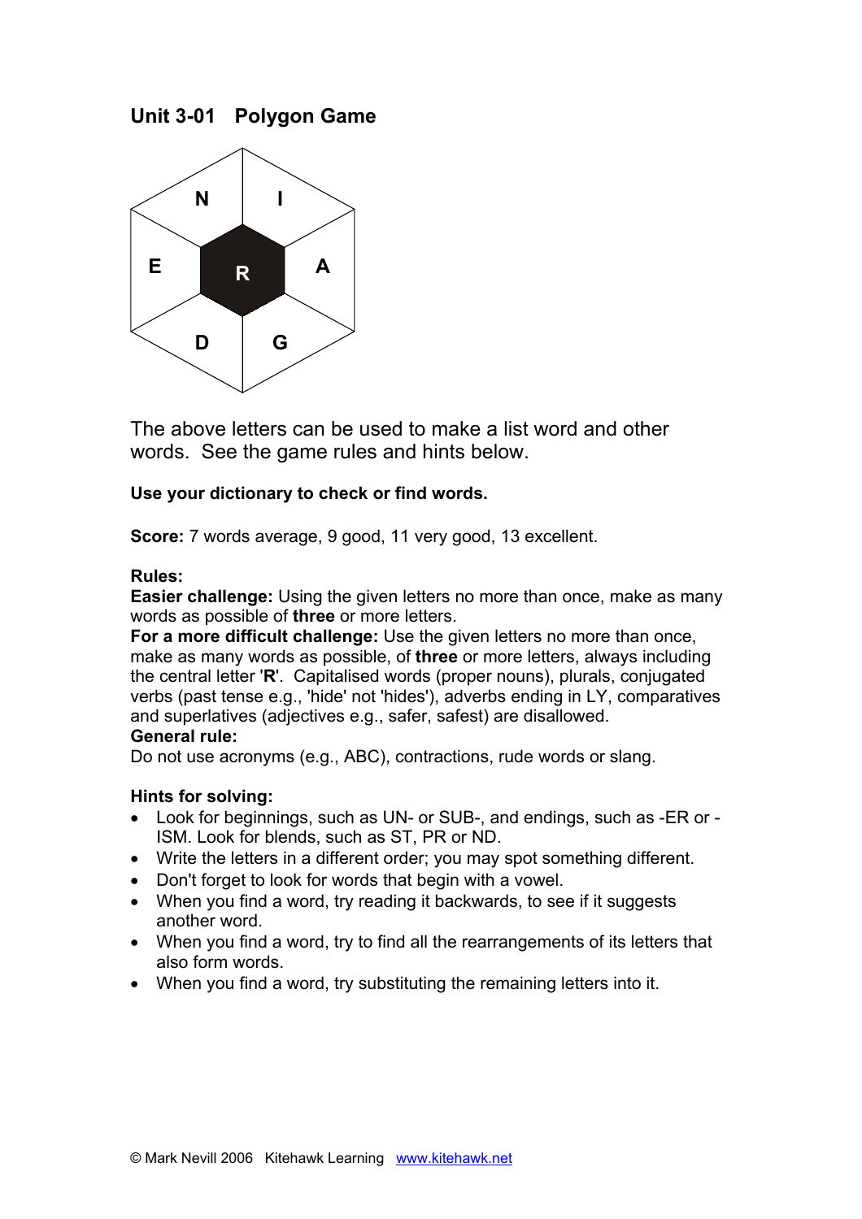## Unit 3-01 Polygon Game

N I

E R A

D G

The above letters can be used to make a list word and other words. See the game rules and hints below.

**Use your dictionary to check or find words.**

**Score:** 7 words average, 9 good, 11 very good, 13 excellent.

**Rules:**
**Easier challenge:** Using the given letters no more than once, make as many words as possible of **three** or more letters.
**For a more difficult challenge:** Use the given letters no more than once, make as many words as possible, of **three** or more letters, always including the central letter '**R**'. Capitalised words (proper nouns), plurals, conjugated verbs (past tense e.g., 'hide' not 'hides'), adverbs ending in LY, comparatives and superlatives (adjectives e.g., safer, safest) are disallowed.
**General rule:**
Do not use acronyms (e.g., ABC), contractions, rude words or slang.

**Hints for solving:**

- Look for beginnings, such as UN- or SUB-, and endings, such as -ER or -ISM. Look for blends, such as ST, PR or ND.
- Write the letters in a different order; you may spot something different.
- Don't forget to look for words that begin with a vowel.
- When you find a word, try reading it backwards, to see if it suggests another word.
- When you find a word, try to find all the rearrangements of its letters that also form words.
- When you find a word, try substituting the remaining letters into it.

© Mark Nevill 2006 Kitehawk Learning www.kitehawk.net